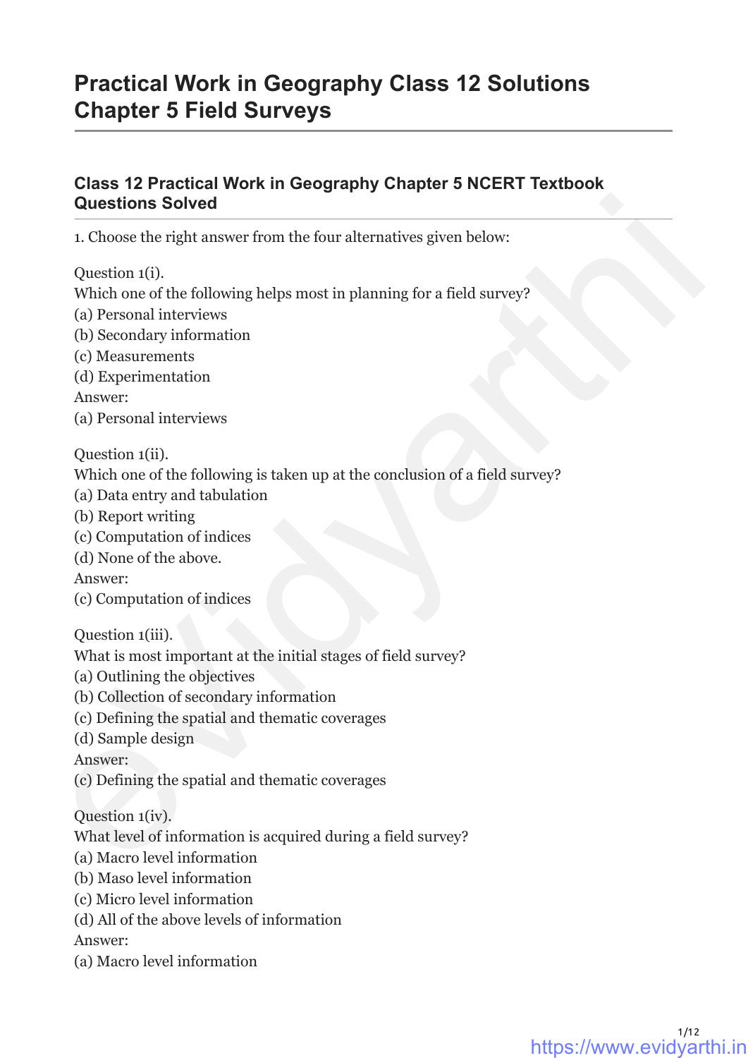# Practical Work in Geography Class 12 Solutions Chapter 5 Field Surveys

## Class 12 Practical Work in Geography Chapter 5 NCERT Textbook Questions Solved

1. Choose the right answer from the four alternatives given below:

Question 1(i).
Which one of the following helps most in planning for a field survey?
(a) Personal interviews
(b) Secondary information
(c) Measurements
(d) Experimentation
Answer:
(a) Personal interviews

Question 1(ii).
Which one of the following is taken up at the conclusion of a field survey?
(a) Data entry and tabulation
(b) Report writing
(c) Computation of indices
(d) None of the above.
Answer:
(c) Computation of indices

Question 1(iii).
What is most important at the initial stages of field survey?
(a) Outlining the objectives
(b) Collection of secondary information
(c) Defining the spatial and thematic coverages
(d) Sample design
Answer:
(c) Defining the spatial and thematic coverages

Question 1(iv).
What level of information is acquired during a field survey?
(a) Macro level information
(b) Maso level information
(c) Micro level information
(d) All of the above levels of information
Answer:
(a) Macro level information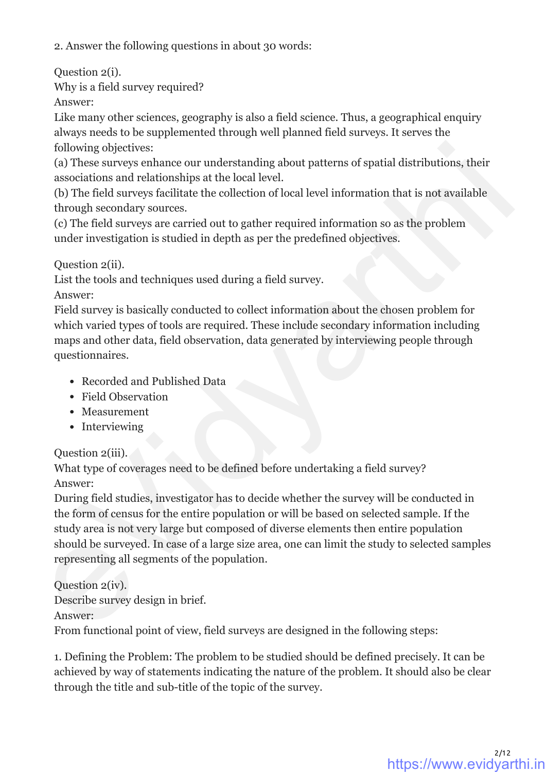2. Answer the following questions in about 30 words:

Question 2(i).
Why is a field survey required?
Answer:
Like many other sciences, geography is also a field science. Thus, a geographical enquiry always needs to be supplemented through well planned field surveys. It serves the following objectives:
(a) These surveys enhance our understanding about patterns of spatial distributions, their associations and relationships at the local level.
(b) The field surveys facilitate the collection of local level information that is not available through secondary sources.
(c) The field surveys are carried out to gather required information so as the problem under investigation is studied in depth as per the predefined objectives.

Question 2(ii).
List the tools and techniques used during a field survey.
Answer:
Field survey is basically conducted to collect information about the chosen problem for which varied types of tools are required. These include secondary information including maps and other data, field observation, data generated by interviewing people through questionnaires.

- Recorded and Published Data
- Field Observation
- Measurement
- Interviewing

Question 2(iii).
What type of coverages need to be defined before undertaking a field survey?
Answer:
During field studies, investigator has to decide whether the survey will be conducted in the form of census for the entire population or will be based on selected sample. If the study area is not very large but composed of diverse elements then entire population should be surveyed. In case of a large size area, one can limit the study to selected samples representing all segments of the population.

Question 2(iv).
Describe survey design in brief.
Answer:
From functional point of view, field surveys are designed in the following steps:

1. Defining the Problem: The problem to be studied should be defined precisely. It can be achieved by way of statements indicating the nature of the problem. It should also be clear through the title and sub-title of the topic of the survey.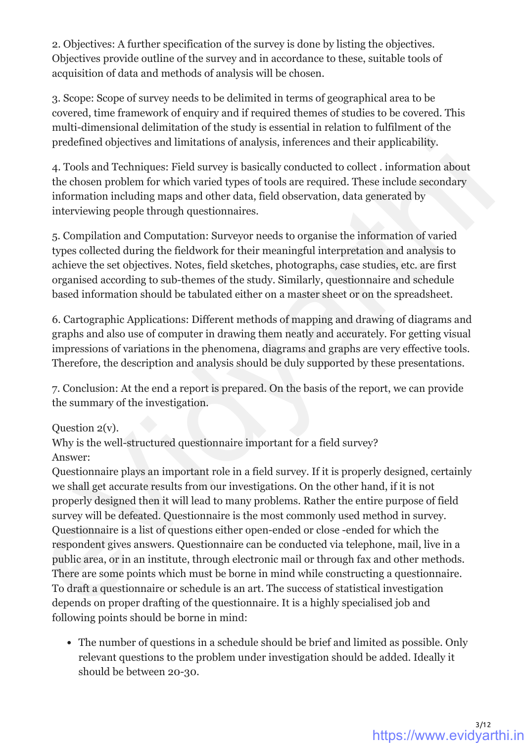2. Objectives: A further specification of the survey is done by listing the objectives. Objectives provide outline of the survey and in accordance to these, suitable tools of acquisition of data and methods of analysis will be chosen.

3. Scope: Scope of survey needs to be delimited in terms of geographical area to be covered, time framework of enquiry and if required themes of studies to be covered. This multi-dimensional delimitation of the study is essential in relation to fulfilment of the predefined objectives and limitations of analysis, inferences and their applicability.

4. Tools and Techniques: Field survey is basically conducted to collect . information about the chosen problem for which varied types of tools are required. These include secondary information including maps and other data, field observation, data generated by interviewing people through questionnaires.

5. Compilation and Computation: Surveyor needs to organise the information of varied types collected during the fieldwork for their meaningful interpretation and analysis to achieve the set objectives. Notes, field sketches, photographs, case studies, etc. are first organised according to sub-themes of the study. Similarly, questionnaire and schedule based information should be tabulated either on a master sheet or on the spreadsheet.

6. Cartographic Applications: Different methods of mapping and drawing of diagrams and graphs and also use of computer in drawing them neatly and accurately. For getting visual impressions of variations in the phenomena, diagrams and graphs are very effective tools. Therefore, the description and analysis should be duly supported by these presentations.

7. Conclusion: At the end a report is prepared. On the basis of the report, we can provide the summary of the investigation.

Question 2(v).
Why is the well-structured questionnaire important for a field survey?
Answer:
Questionnaire plays an important role in a field survey. If it is properly designed, certainly we shall get accurate results from our investigations. On the other hand, if it is not properly designed then it will lead to many problems. Rather the entire purpose of field survey will be defeated. Questionnaire is the most commonly used method in survey. Questionnaire is a list of questions either open-ended or close -ended for which the respondent gives answers. Questionnaire can be conducted via telephone, mail, live in a public area, or in an institute, through electronic mail or through fax and other methods. There are some points which must be borne in mind while constructing a questionnaire. To draft a questionnaire or schedule is an art. The success of statistical investigation depends on proper drafting of the questionnaire. It is a highly specialised job and following points should be borne in mind:

- The number of questions in a schedule should be brief and limited as possible. Only relevant questions to the problem under investigation should be added. Ideally it should be between 20-30.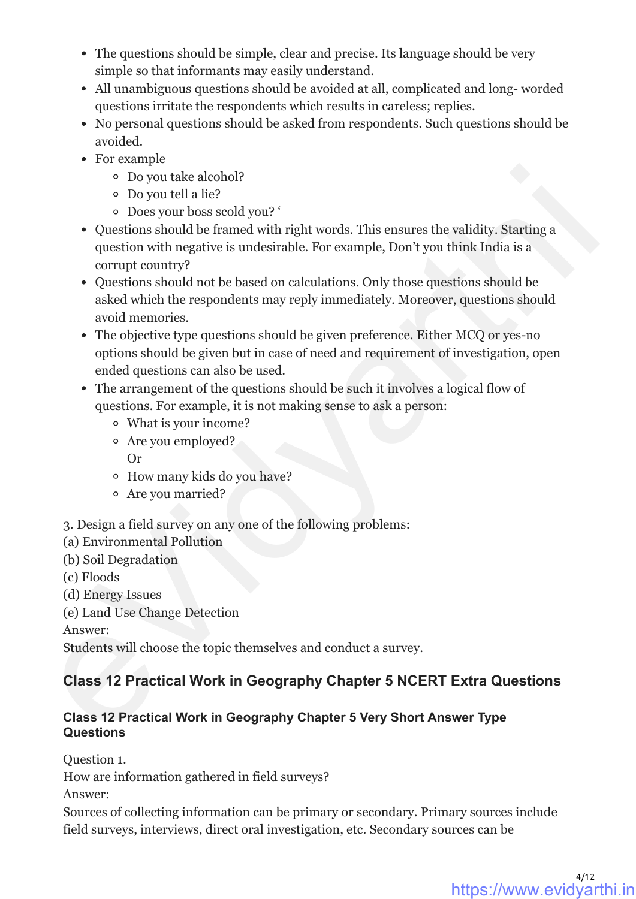- The questions should be simple, clear and precise. Its language should be very simple so that informants may easily understand.
- All unambiguous questions should be avoided at all, complicated and long- worded questions irritate the respondents which results in careless; replies.
- No personal questions should be asked from respondents. Such questions should be avoided.
- For example
  - Do you take alcohol?
  - Do you tell a lie?
  - Does your boss scold you? ‘
- Questions should be framed with right words. This ensures the validity. Starting a question with negative is undesirable. For example, Don’t you think India is a corrupt country?
- Questions should not be based on calculations. Only those questions should be asked which the respondents may reply immediately. Moreover, questions should avoid memories.
- The objective type questions should be given preference. Either MCQ or yes-no options should be given but in case of need and requirement of investigation, open ended questions can also be used.
- The arrangement of the questions should be such it involves a logical flow of questions. For example, it is not making sense to ask a person:
  - What is your income?
  - Are you employed?
    Or
  - How many kids do you have?
  - Are you married?

3. Design a field survey on any one of the following problems:
(a) Environmental Pollution
(b) Soil Degradation
(c) Floods
(d) Energy Issues
(e) Land Use Change Detection
Answer:
Students will choose the topic themselves and conduct a survey.

## Class 12 Practical Work in Geography Chapter 5 NCERT Extra Questions

### Class 12 Practical Work in Geography Chapter 5 Very Short Answer Type Questions

Question 1.
How are information gathered in field surveys?
Answer:
Sources of collecting information can be primary or secondary. Primary sources include field surveys, interviews, direct oral investigation, etc. Secondary sources can be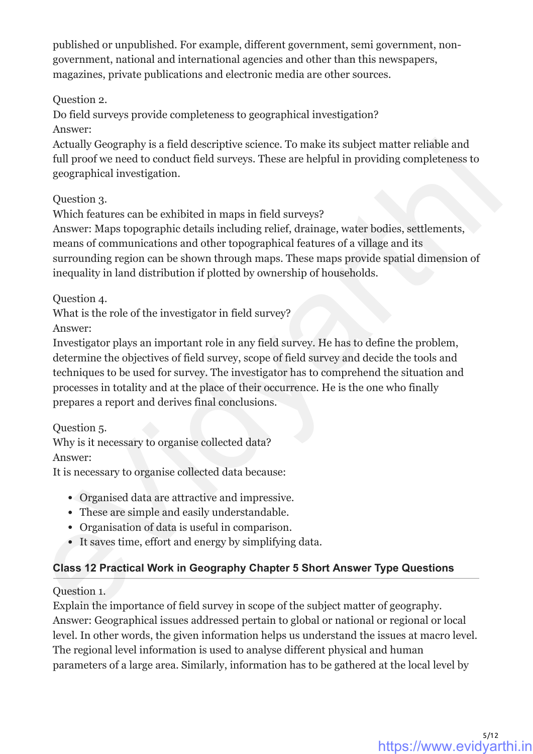published or unpublished. For example, different government, semi government, non-government, national and international agencies and other than this newspapers, magazines, private publications and electronic media are other sources.

Question 2.
Do field surveys provide completeness to geographical investigation?
Answer:
Actually Geography is a field descriptive science. To make its subject matter reliable and full proof we need to conduct field surveys. These are helpful in providing completeness to geographical investigation.

Question 3.
Which features can be exhibited in maps in field surveys?
Answer: Maps topographic details including relief, drainage, water bodies, settlements, means of communications and other topographical features of a village and its surrounding region can be shown through maps. These maps provide spatial dimension of inequality in land distribution if plotted by ownership of households.

Question 4.
What is the role of the investigator in field survey?
Answer:
Investigator plays an important role in any field survey. He has to define the problem, determine the objectives of field survey, scope of field survey and decide the tools and techniques to be used for survey. The investigator has to comprehend the situation and processes in totality and at the place of their occurrence. He is the one who finally prepares a report and derives final conclusions.

Question 5.
Why is it necessary to organise collected data?
Answer:
It is necessary to organise collected data because:

- Organised data are attractive and impressive.
- These are simple and easily understandable.
- Organisation of data is useful in comparison.
- It saves time, effort and energy by simplifying data.

### Class 12 Practical Work in Geography Chapter 5 Short Answer Type Questions

Question 1.
Explain the importance of field survey in scope of the subject matter of geography.
Answer: Geographical issues addressed pertain to global or national or regional or local level. In other words, the given information helps us understand the issues at macro level. The regional level information is used to analyse different physical and human parameters of a large area. Similarly, information has to be gathered at the local level by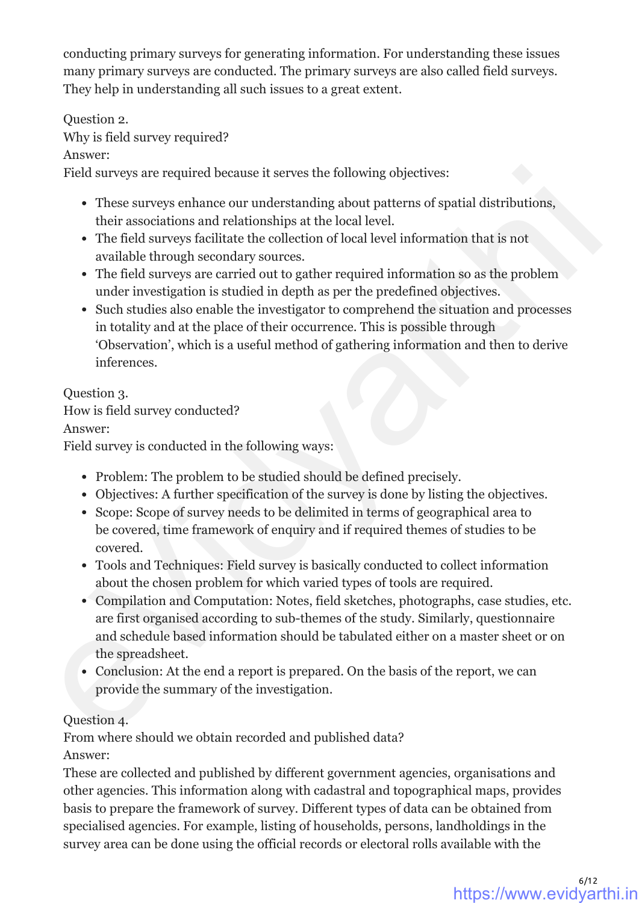conducting primary surveys for generating information. For understanding these issues many primary surveys are conducted. The primary surveys are also called field surveys. They help in understanding all such issues to a great extent.

Question 2.
Why is field survey required?
Answer:
Field surveys are required because it serves the following objectives:

- These surveys enhance our understanding about patterns of spatial distributions, their associations and relationships at the local level.
- The field surveys facilitate the collection of local level information that is not available through secondary sources.
- The field surveys are carried out to gather required information so as the problem under investigation is studied in depth as per the predefined objectives.
- Such studies also enable the investigator to comprehend the situation and processes in totality and at the place of their occurrence. This is possible through 'Observation', which is a useful method of gathering information and then to derive inferences.

Question 3.
How is field survey conducted?
Answer:
Field survey is conducted in the following ways:

- Problem: The problem to be studied should be defined precisely.
- Objectives: A further specification of the survey is done by listing the objectives.
- Scope: Scope of survey needs to be delimited in terms of geographical area to be covered, time framework of enquiry and if required themes of studies to be covered.
- Tools and Techniques: Field survey is basically conducted to collect information about the chosen problem for which varied types of tools are required.
- Compilation and Computation: Notes, field sketches, photographs, case studies, etc. are first organised according to sub-themes of the study. Similarly, questionnaire and schedule based information should be tabulated either on a master sheet or on the spreadsheet.
- Conclusion: At the end a report is prepared. On the basis of the report, we can provide the summary of the investigation.

Question 4.
From where should we obtain recorded and published data?
Answer:
These are collected and published by different government agencies, organisations and other agencies. This information along with cadastral and topographical maps, provides basis to prepare the framework of survey. Different types of data can be obtained from specialised agencies. For example, listing of households, persons, landholdings in the survey area can be done using the official records or electoral rolls available with the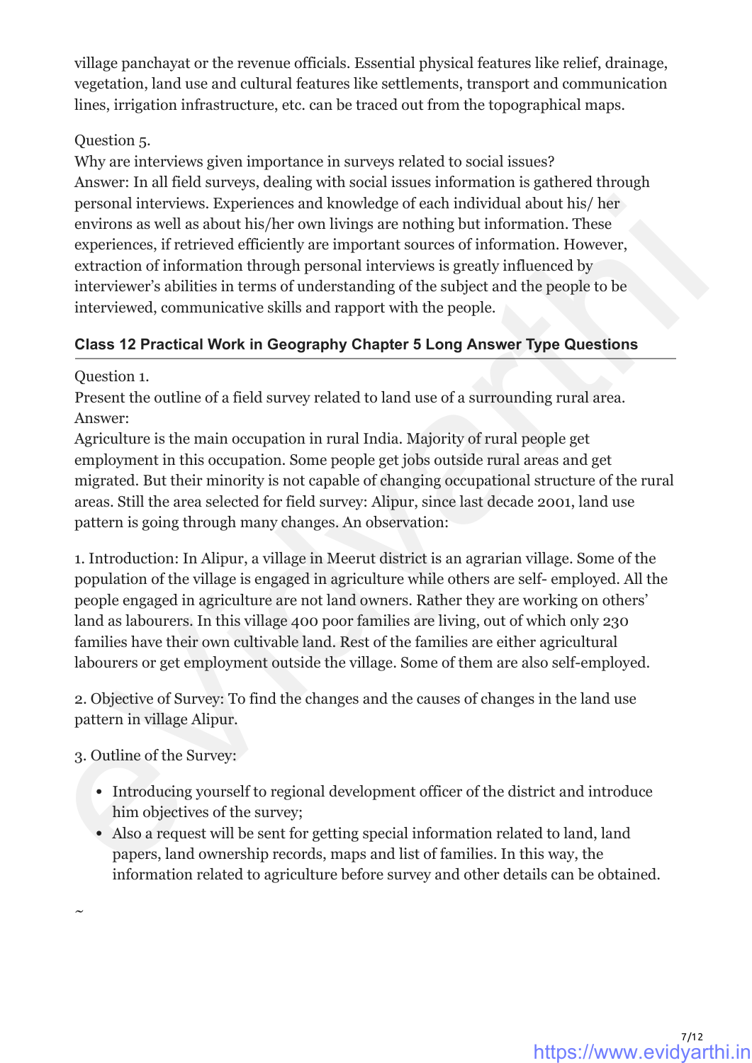village panchayat or the revenue officials. Essential physical features like relief, drainage, vegetation, land use and cultural features like settlements, transport and communication lines, irrigation infrastructure, etc. can be traced out from the topographical maps.

Question 5.
Why are interviews given importance in surveys related to social issues?
Answer: In all field surveys, dealing with social issues information is gathered through personal interviews. Experiences and knowledge of each individual about his/ her environs as well as about his/her own livings are nothing but information. These experiences, if retrieved efficiently are important sources of information. However, extraction of information through personal interviews is greatly influenced by interviewer's abilities in terms of understanding of the subject and the people to be interviewed, communicative skills and rapport with the people.

## Class 12 Practical Work in Geography Chapter 5 Long Answer Type Questions

Question 1.
Present the outline of a field survey related to land use of a surrounding rural area.
Answer:
Agriculture is the main occupation in rural India. Majority of rural people get employment in this occupation. Some people get jobs outside rural areas and get migrated. But their minority is not capable of changing occupational structure of the rural areas. Still the area selected for field survey: Alipur, since last decade 2001, land use pattern is going through many changes. An observation:

1. Introduction: In Alipur, a village in Meerut district is an agrarian village. Some of the population of the village is engaged in agriculture while others are self- employed. All the people engaged in agriculture are not land owners. Rather they are working on others' land as labourers. In this village 400 poor families are living, out of which only 230 families have their own cultivable land. Rest of the families are either agricultural labourers or get employment outside the village. Some of them are also self-employed.

2. Objective of Survey: To find the changes and the causes of changes in the land use pattern in village Alipur.

3. Outline of the Survey:

- Introducing yourself to regional development officer of the district and introduce him objectives of the survey;
- Also a request will be sent for getting special information related to land, land papers, land ownership records, maps and list of families. In this way, the information related to agriculture before survey and other details can be obtained.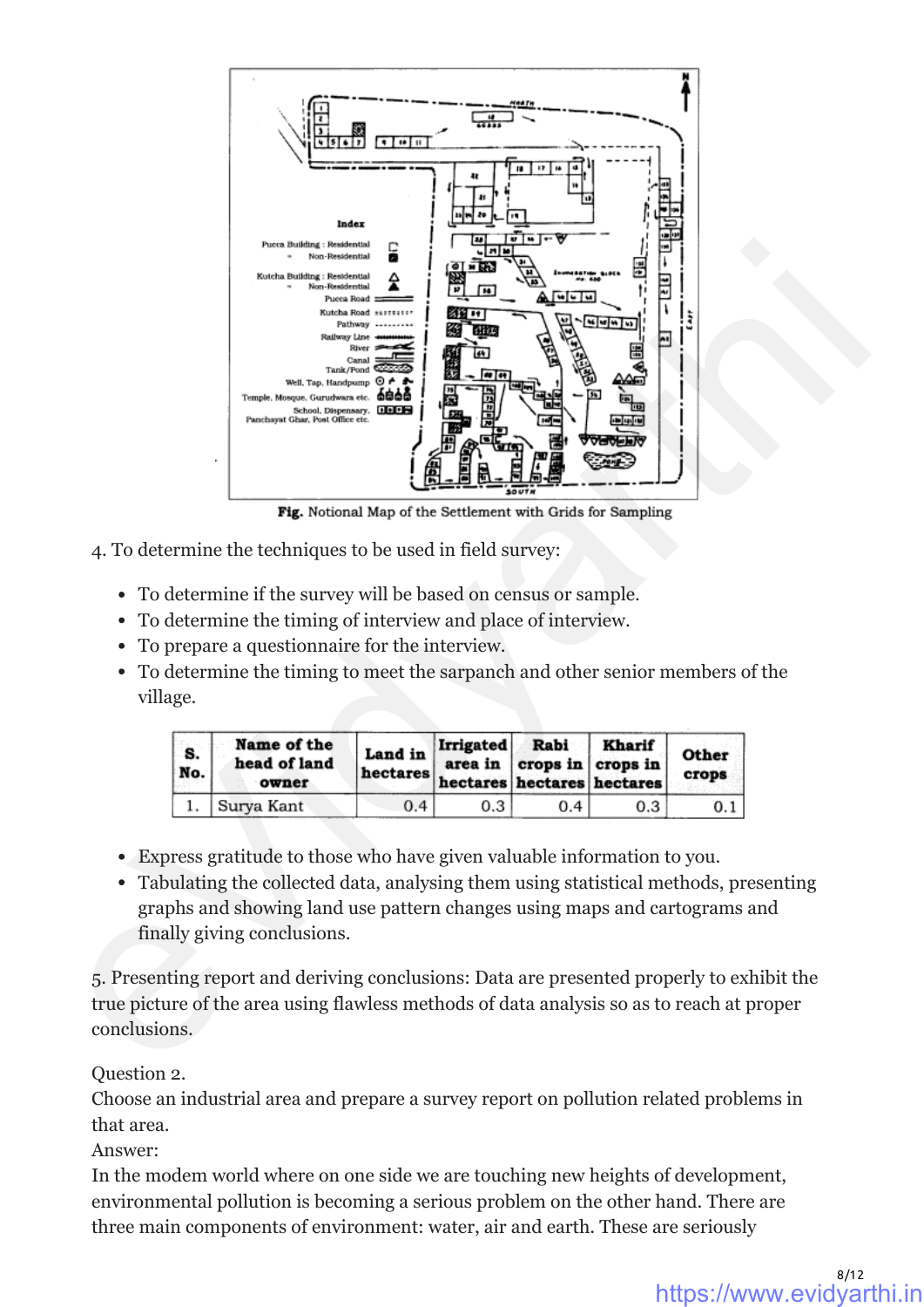**Fig.** Notional Map of the Settlement with Grids for Sampling

4. To determine the techniques to be used in field survey:

- To determine if the survey will be based on census or sample.
- To determine the timing of interview and place of interview.
- To prepare a questionnaire for the interview.
- To determine the timing to meet the sarpanch and other senior members of the village.

| S. No. | Name of the head of land owner | Land in hectares | Irrigated area in hectares | Rabi crops in hectares | Kharif crops in hectares | Other crops |
|---|---|---|---|---|---|---|
| 1. | Surya Kant | 0.4 | 0.3 | 0.4 | 0.3 | 0.1 |

- Express gratitude to those who have given valuable information to you.
- Tabulating the collected data, analysing them using statistical methods, presenting graphs and showing land use pattern changes using maps and cartograms and finally giving conclusions.

5. Presenting report and deriving conclusions: Data are presented properly to exhibit the true picture of the area using flawless methods of data analysis so as to reach at proper conclusions.

Question 2.
Choose an industrial area and prepare a survey report on pollution related problems in that area.
Answer:
In the modem world where on one side we are touching new heights of development, environmental pollution is becoming a serious problem on the other hand. There are three main components of environment: water, air and earth. These are seriously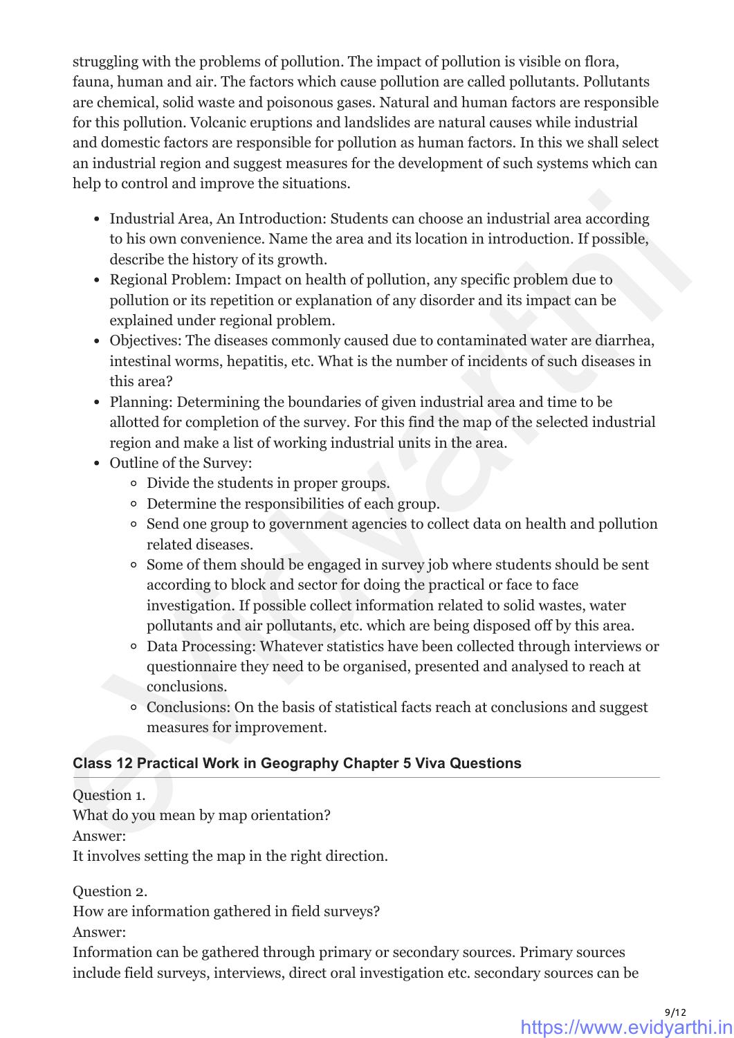struggling with the problems of pollution. The impact of pollution is visible on flora, fauna, human and air. The factors which cause pollution are called pollutants. Pollutants are chemical, solid waste and poisonous gases. Natural and human factors are responsible for this pollution. Volcanic eruptions and landslides are natural causes while industrial and domestic factors are responsible for pollution as human factors. In this we shall select an industrial region and suggest measures for the development of such systems which can help to control and improve the situations.

- Industrial Area, An Introduction: Students can choose an industrial area according to his own convenience. Name the area and its location in introduction. If possible, describe the history of its growth.
- Regional Problem: Impact on health of pollution, any specific problem due to pollution or its repetition or explanation of any disorder and its impact can be explained under regional problem.
- Objectives: The diseases commonly caused due to contaminated water are diarrhea, intestinal worms, hepatitis, etc. What is the number of incidents of such diseases in this area?
- Planning: Determining the boundaries of given industrial area and time to be allotted for completion of the survey. For this find the map of the selected industrial region and make a list of working industrial units in the area.
- Outline of the Survey:
  - Divide the students in proper groups.
  - Determine the responsibilities of each group.
  - Send one group to government agencies to collect data on health and pollution related diseases.
  - Some of them should be engaged in survey job where students should be sent according to block and sector for doing the practical or face to face investigation. If possible collect information related to solid wastes, water pollutants and air pollutants, etc. which are being disposed off by this area.
  - Data Processing: Whatever statistics have been collected through interviews or questionnaire they need to be organised, presented and analysed to reach at conclusions.
  - Conclusions: On the basis of statistical facts reach at conclusions and suggest measures for improvement.

### Class 12 Practical Work in Geography Chapter 5 Viva Questions

Question 1.
What do you mean by map orientation?
Answer:
It involves setting the map in the right direction.

Question 2.
How are information gathered in field surveys?
Answer:
Information can be gathered through primary or secondary sources. Primary sources include field surveys, interviews, direct oral investigation etc. secondary sources can be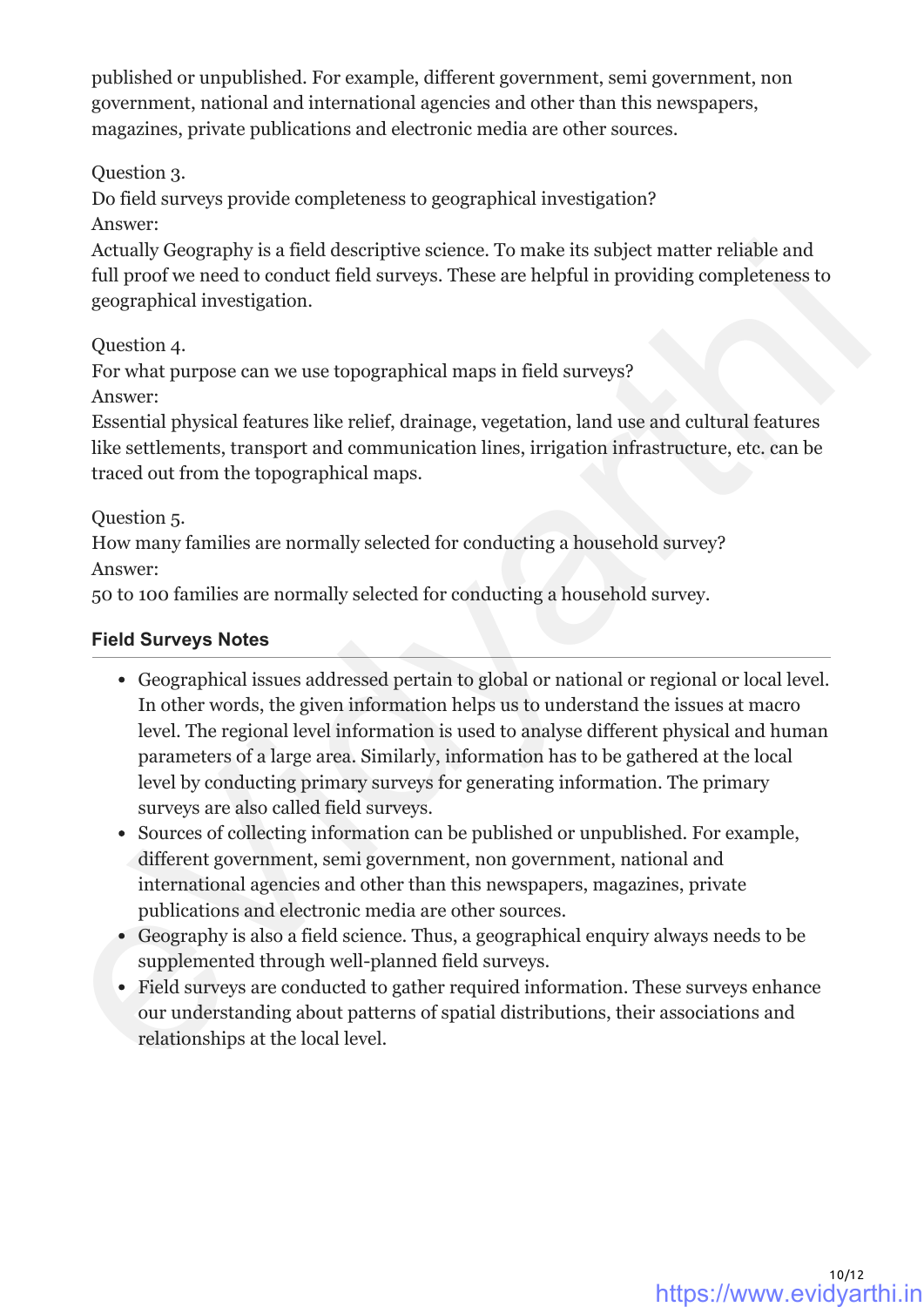published or unpublished. For example, different government, semi government, non government, national and international agencies and other than this newspapers, magazines, private publications and electronic media are other sources.

Question 3.
Do field surveys provide completeness to geographical investigation?
Answer:
Actually Geography is a field descriptive science. To make its subject matter reliable and full proof we need to conduct field surveys. These are helpful in providing completeness to geographical investigation.

Question 4.
For what purpose can we use topographical maps in field surveys?
Answer:
Essential physical features like relief, drainage, vegetation, land use and cultural features like settlements, transport and communication lines, irrigation infrastructure, etc. can be traced out from the topographical maps.

Question 5.
How many families are normally selected for conducting a household survey?
Answer:
50 to 100 families are normally selected for conducting a household survey.

### Field Surveys Notes

- Geographical issues addressed pertain to global or national or regional or local level. In other words, the given information helps us to understand the issues at macro level. The regional level information is used to analyse different physical and human parameters of a large area. Similarly, information has to be gathered at the local level by conducting primary surveys for generating information. The primary surveys are also called field surveys.
- Sources of collecting information can be published or unpublished. For example, different government, semi government, non government, national and international agencies and other than this newspapers, magazines, private publications and electronic media are other sources.
- Geography is also a field science. Thus, a geographical enquiry always needs to be supplemented through well-planned field surveys.
- Field surveys are conducted to gather required information. These surveys enhance our understanding about patterns of spatial distributions, their associations and relationships at the local level.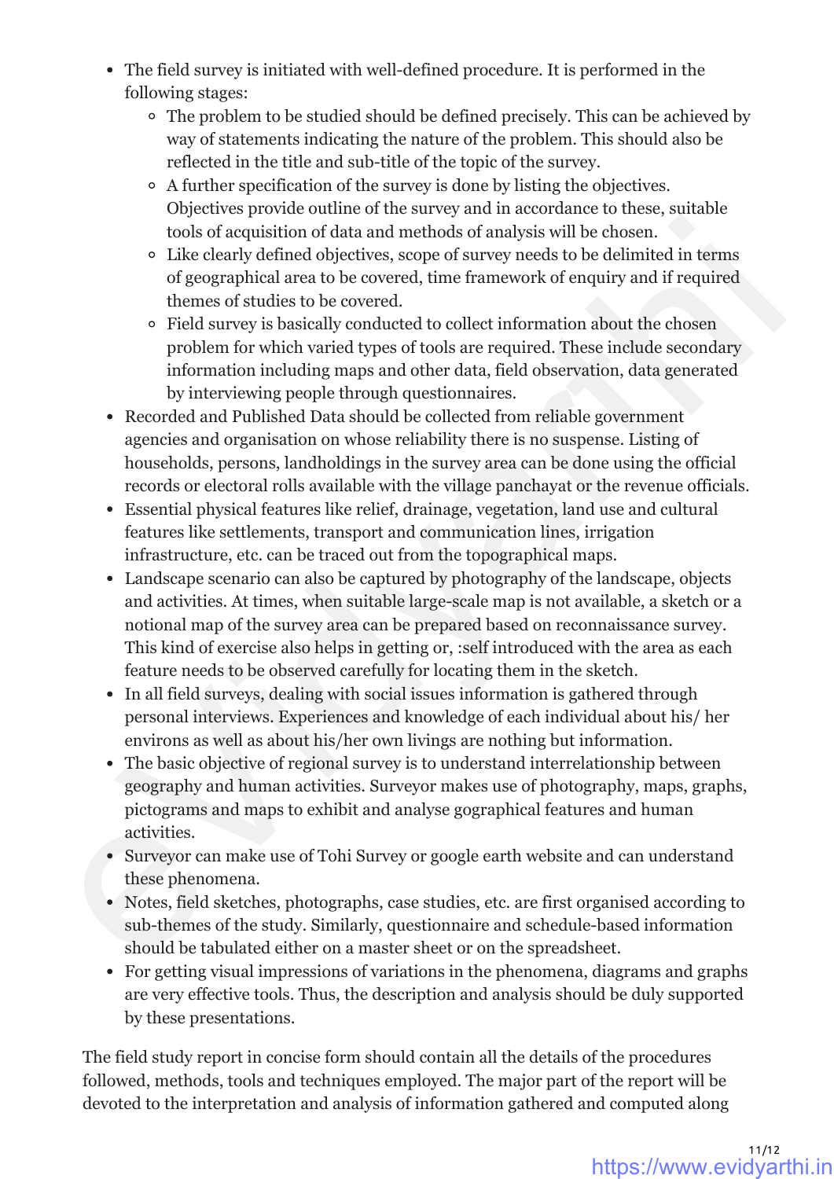- The field survey is initiated with well-defined procedure. It is performed in the following stages:
    - The problem to be studied should be defined precisely. This can be achieved by way of statements indicating the nature of the problem. This should also be reflected in the title and sub-title of the topic of the survey.
    - A further specification of the survey is done by listing the objectives. Objectives provide outline of the survey and in accordance to these, suitable tools of acquisition of data and methods of analysis will be chosen.
    - Like clearly defined objectives, scope of survey needs to be delimited in terms of geographical area to be covered, time framework of enquiry and if required themes of studies to be covered.
    - Field survey is basically conducted to collect information about the chosen problem for which varied types of tools are required. These include secondary information including maps and other data, field observation, data generated by interviewing people through questionnaires.
- Recorded and Published Data should be collected from reliable government agencies and organisation on whose reliability there is no suspense. Listing of households, persons, landholdings in the survey area can be done using the official records or electoral rolls available with the village panchayat or the revenue officials.
- Essential physical features like relief, drainage, vegetation, land use and cultural features like settlements, transport and communication lines, irrigation infrastructure, etc. can be traced out from the topographical maps.
- Landscape scenario can also be captured by photography of the landscape, objects and activities. At times, when suitable large-scale map is not available, a sketch or a notional map of the survey area can be prepared based on reconnaissance survey. This kind of exercise also helps in getting or, :self introduced with the area as each feature needs to be observed carefully for locating them in the sketch.
- In all field surveys, dealing with social issues information is gathered through personal interviews. Experiences and knowledge of each individual about his/ her environs as well as about his/her own livings are nothing but information.
- The basic objective of regional survey is to understand interrelationship between geography and human activities. Surveyor makes use of photography, maps, graphs, pictograms and maps to exhibit and analyse gographical features and human activities.
- Surveyor can make use of Tohi Survey or google earth website and can understand these phenomena.
- Notes, field sketches, photographs, case studies, etc. are first organised according to sub-themes of the study. Similarly, questionnaire and schedule-based information should be tabulated either on a master sheet or on the spreadsheet.
- For getting visual impressions of variations in the phenomena, diagrams and graphs are very effective tools. Thus, the description and analysis should be duly supported by these presentations.

The field study report in concise form should contain all the details of the procedures followed, methods, tools and techniques employed. The major part of the report will be devoted to the interpretation and analysis of information gathered and computed along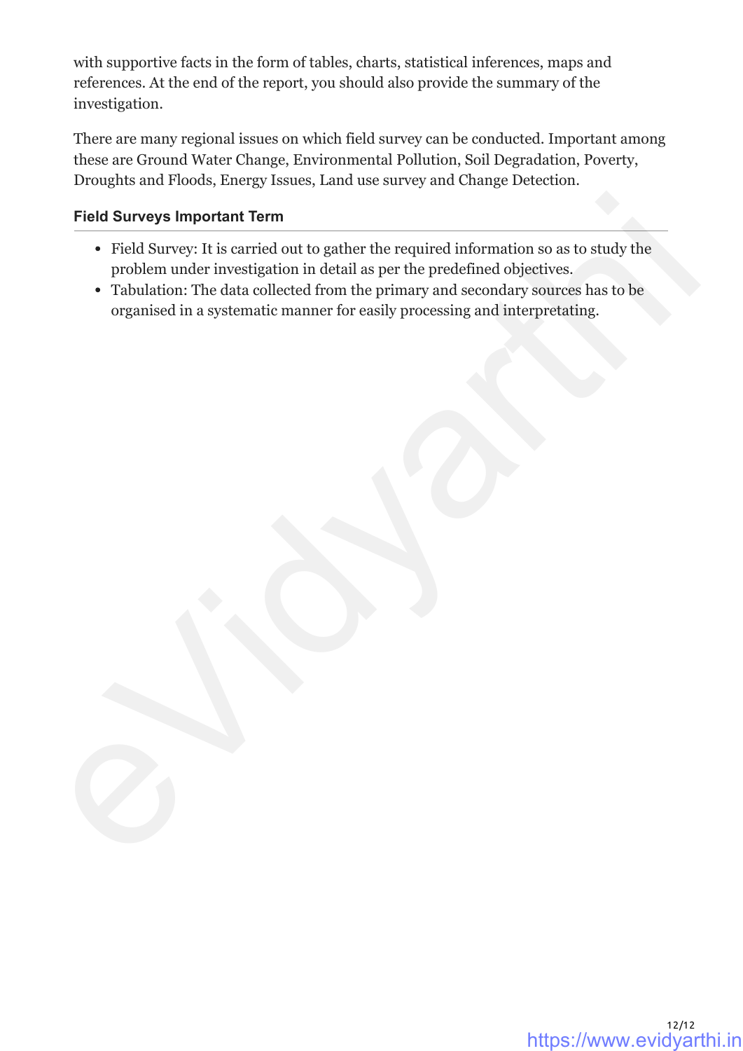with supportive facts in the form of tables, charts, statistical inferences, maps and references. At the end of the report, you should also provide the summary of the investigation.

There are many regional issues on which field survey can be conducted. Important among these are Ground Water Change, Environmental Pollution, Soil Degradation, Poverty, Droughts and Floods, Energy Issues, Land use survey and Change Detection.

### Field Surveys Important Term

- Field Survey: It is carried out to gather the required information so as to study the problem under investigation in detail as per the predefined objectives.
- Tabulation: The data collected from the primary and secondary sources has to be organised in a systematic manner for easily processing and interpreting.